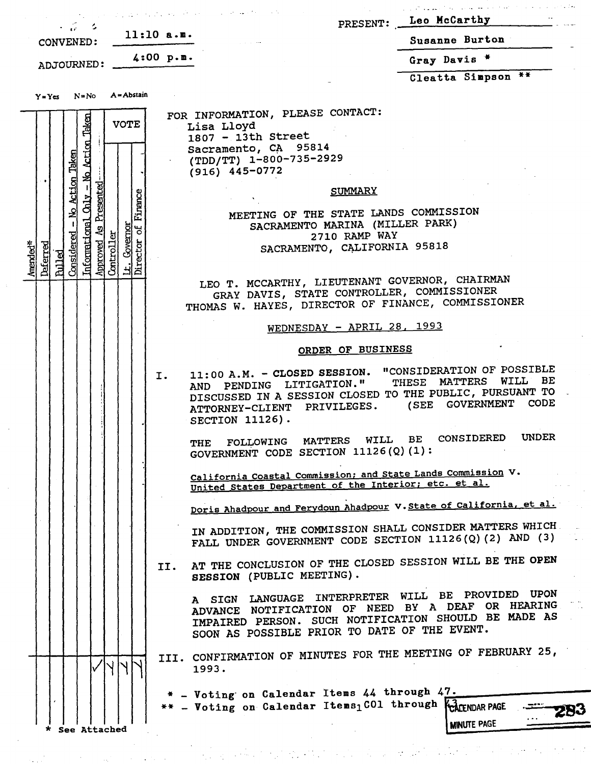CONVENED: 11:10 a.m.

ADJOURNED: 4:00 p.m.

PRESENT: Leo McCarthy

Susanne Burton

Gray Davis *

Cleatta Simpson **

Y=Yes N=No A=Abstain

| Amended* | Deferred | Pulled | Considered - No Action Taken | Informational Only - No Action Taken | Approved As Presented | VOTE: Controller | VOTE: Lt. Governor | VOTE: Director of Finance |
|---|---|---|---|---|---|---|---|---|
| | | | | | ✓ | Y | Y | Y |

\* See Attached

FOR INFORMATION, PLEASE CONTACT:
Lisa Lloyd
1807 - 13th Street
Sacramento, CA 95814
(TDD/TT) 1-800-735-2929
(916) 445-0772

## SUMMARY

MEETING OF THE STATE LANDS COMMISSION
SACRAMENTO MARINA (MILLER PARK)
2710 RAMP WAY
SACRAMENTO, CALIFORNIA 95818

LEO T. MCCARTHY, LIEUTENANT GOVERNOR, CHAIRMAN
GRAY DAVIS, STATE CONTROLLER, COMMISSIONER
THOMAS W. HAYES, DIRECTOR OF FINANCE, COMMISSIONER

WEDNESDAY - APRIL 28, 1993

ORDER OF BUSINESS

I. 11:00 A.M. - **CLOSED SESSION.** "CONSIDERATION OF POSSIBLE AND PENDING LITIGATION." THESE MATTERS WILL BE DISCUSSED IN A SESSION CLOSED TO THE PUBLIC, PURSUANT TO ATTORNEY-CLIENT PRIVILEGES. (SEE GOVERNMENT CODE SECTION 11126).

THE FOLLOWING MATTERS WILL BE CONSIDERED UNDER GOVERNMENT CODE SECTION 11126(Q)(1):

California Coastal Commission; and State Lands Commission v. United States Department of the Interior; etc. et al.

Doris Ahadpour and Ferydoun Ahadpour v. State of California, et al.

IN ADDITION, THE COMMISSION SHALL CONSIDER MATTERS WHICH FALL UNDER GOVERNMENT CODE SECTION 11126(Q)(2) AND (3)

II. AT THE CONCLUSION OF THE CLOSED SESSION WILL BE THE **OPEN SESSION** (PUBLIC MEETING).

A SIGN LANGUAGE INTERPRETER WILL BE PROVIDED UPON ADVANCE NOTIFICATION OF NEED BY A DEAF OR HEARING IMPAIRED PERSON. SUCH NOTIFICATION SHOULD BE MADE AS SOON AS POSSIBLE PRIOR TO DATE OF THE EVENT.

III. CONFIRMATION OF MINUTES FOR THE MEETING OF FEBRUARY 25, 1993.

\* - Voting on Calendar Items 44 through 47.
\** - Voting on Calendar Items C01 through 43.

CALENDAR PAGE
MINUTE PAGE 283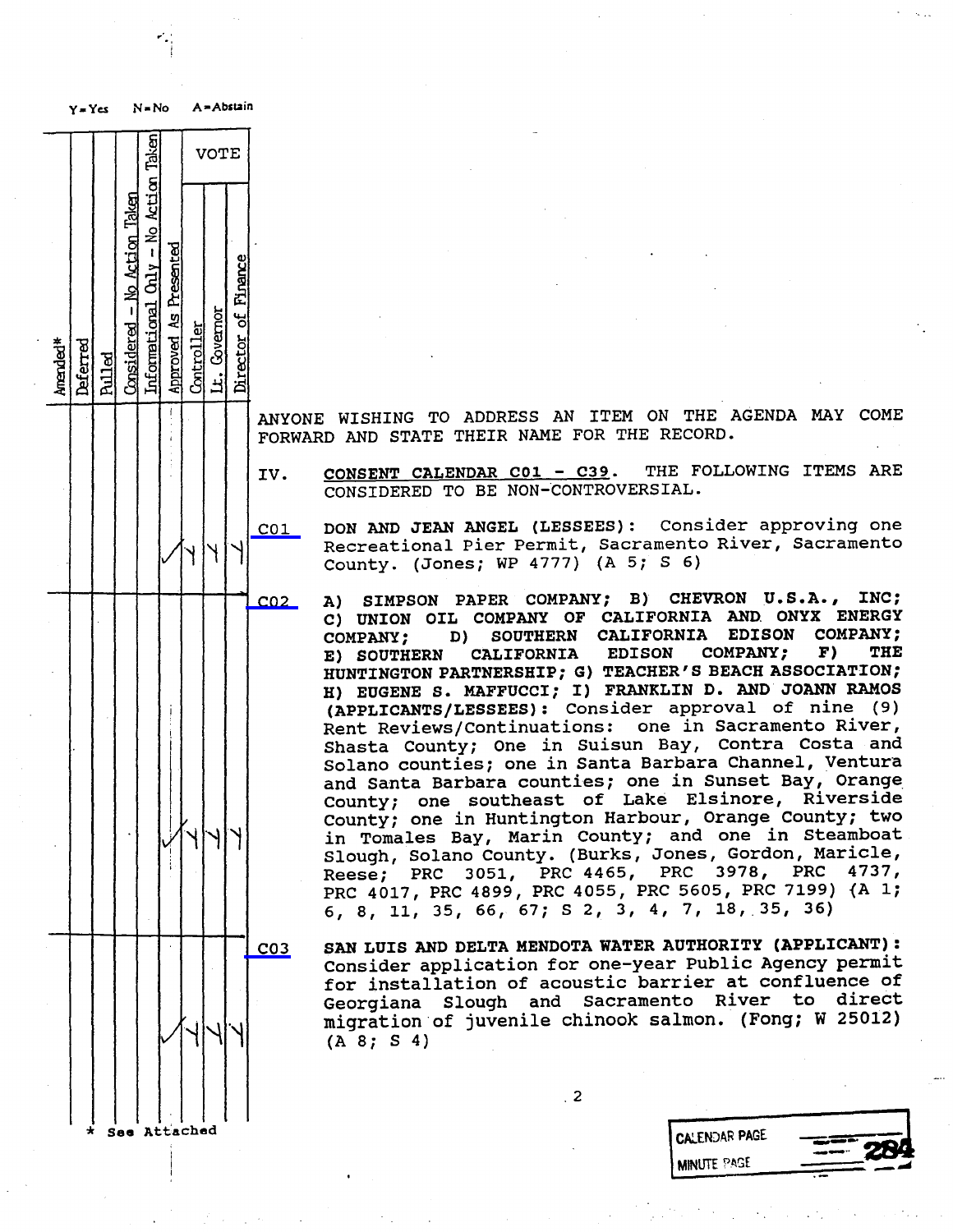Y = Yes  N = No  A = Abstain

| Amended* | Deferred | Pulled | Considered - No Action Taken | Informational Only - No Action Taken | Approved As Presented | VOTE: Controller | VOTE: Lt. Governor | VOTE: Director of Finance | Item |
|---|---|---|---|---|---|---|---|---|---|
| | | | | | | | | | ANYONE WISHING TO ADDRESS AN ITEM ON THE AGENDA MAY COME FORWARD AND STATE THEIR NAME FOR THE RECORD. |
| | | | | | | | | | IV. **CONSENT CALENDAR C01 - C39.** THE FOLLOWING ITEMS ARE CONSIDERED TO BE NON-CONTROVERSIAL. |
| | | | | | ✓ | Y | Y | Y | C01 **DON AND JEAN ANGEL (LESSEES):** Consider approving one Recreational Pier Permit, Sacramento River, Sacramento County. (Jones; WP 4777) (A 5; S 6) |
| | | | | | ✓ | Y | Y | Y | C02 **A) SIMPSON PAPER COMPANY; B) CHEVRON U.S.A., INC; C) UNION OIL COMPANY OF CALIFORNIA AND ONYX ENERGY COMPANY; D) SOUTHERN CALIFORNIA EDISON COMPANY; E) SOUTHERN CALIFORNIA EDISON COMPANY; F) THE HUNTINGTON PARTNERSHIP; G) TEACHER'S BEACH ASSOCIATION; H) EUGENE S. MAFFUCCI; I) FRANKLIN D. AND JOANN RAMOS (APPLICANTS/LESSEES):** Consider approval of nine (9) Rent Reviews/Continuations: one in Sacramento River, Shasta County; One in Suisun Bay, Contra Costa and Solano counties; one in Santa Barbara Channel, Ventura and Santa Barbara counties; one in Sunset Bay, Orange County; one southeast of Lake Elsinore, Riverside County; one in Huntington Harbour, Orange County; two in Tomales Bay, Marin County; and one in Steamboat Slough, Solano County. (Burks, Jones, Gordon, Maricle, Reese; PRC 3051, PRC 4465, PRC 3978, PRC 4737, PRC 4017, PRC 4899, PRC 4055, PRC 5605, PRC 7199) (A 1; 6, 8, 11, 35, 66, 67; S 2, 3, 4, 7, 18, 35, 36) |
| | | | | | ✓ | Y | Y | Y | C03 **SAN LUIS AND DELTA MENDOTA WATER AUTHORITY (APPLICANT):** Consider application for one-year Public Agency permit for installation of acoustic barrier at confluence of Georgiana Slough and Sacramento River to direct migration of juvenile chinook salmon. (Fong; W 25012) (A 8; S 4) |

\* See Attached

CALENDAR PAGE
MINUTE PAGE 284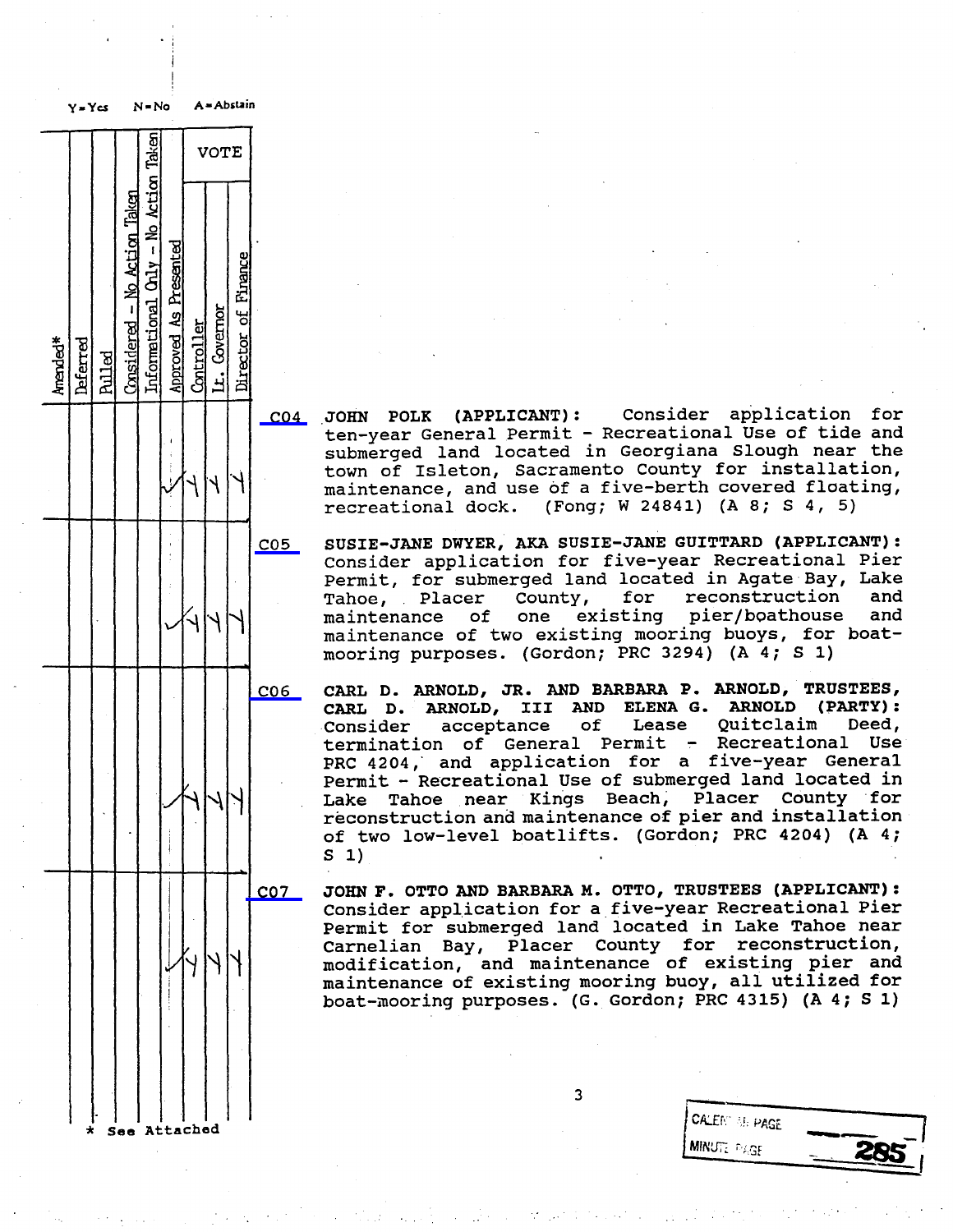Y = Yes N = No A = Abstain

| Item | Amended* | Deferred | Pulled | Considered - No Action Taken | Informational Only - No Action Taken | Approved As Presented | VOTE: Controller | VOTE: Lt. Governor | VOTE: Director of Finance | Description |
|---|---|---|---|---|---|---|---|---|---|---|
| C04 | | | | | | ✓ | Y | Y | Y | JOHN POLK (APPLICANT): Consider application for ten-year General Permit - Recreational Use of tide and submerged land located in Georgiana Slough near the town of Isleton, Sacramento County for installation, maintenance, and use of a five-berth covered floating, recreational dock. (Fong; W 24841) (A 8; S 4, 5) |
| C05 | | | | | | ✓ | Y | Y | Y | SUSIE-JANE DWYER, AKA SUSIE-JANE GUITTARD (APPLICANT): Consider application for five-year Recreational Pier Permit, for submerged land located in Agate Bay, Lake Tahoe, Placer County, for reconstruction and maintenance of one existing pier/boathouse and maintenance of two existing mooring buoys, for boat-mooring purposes. (Gordon; PRC 3294) (A 4; S 1) |
| C06 | | | | | | ✓ | Y | Y | Y | CARL D. ARNOLD, JR. AND BARBARA P. ARNOLD, TRUSTEES, CARL D. ARNOLD, III AND ELENA G. ARNOLD (PARTY): Consider acceptance of Lease Quitclaim Deed, termination of General Permit - Recreational Use PRC 4204, and application for a five-year General Permit - Recreational Use of submerged land located in Lake Tahoe near Kings Beach, Placer County for reconstruction and maintenance of pier and installation of two low-level boatlifts. (Gordon; PRC 4204) (A 4; S 1) |
| C07 | | | | | | ✓ | Y | Y | Y | JOHN F. OTTO AND BARBARA M. OTTO, TRUSTEES (APPLICANT): Consider application for a five-year Recreational Pier Permit for submerged land located in Lake Tahoe near Carnelian Bay, Placer County for reconstruction, modification, and maintenance of existing pier and maintenance of existing mooring buoy, all utilized for boat-mooring purposes. (G. Gordon; PRC 4315) (A 4; S 1) |

\* See Attached

CALENDAR PAGE
MINUTE PAGE 285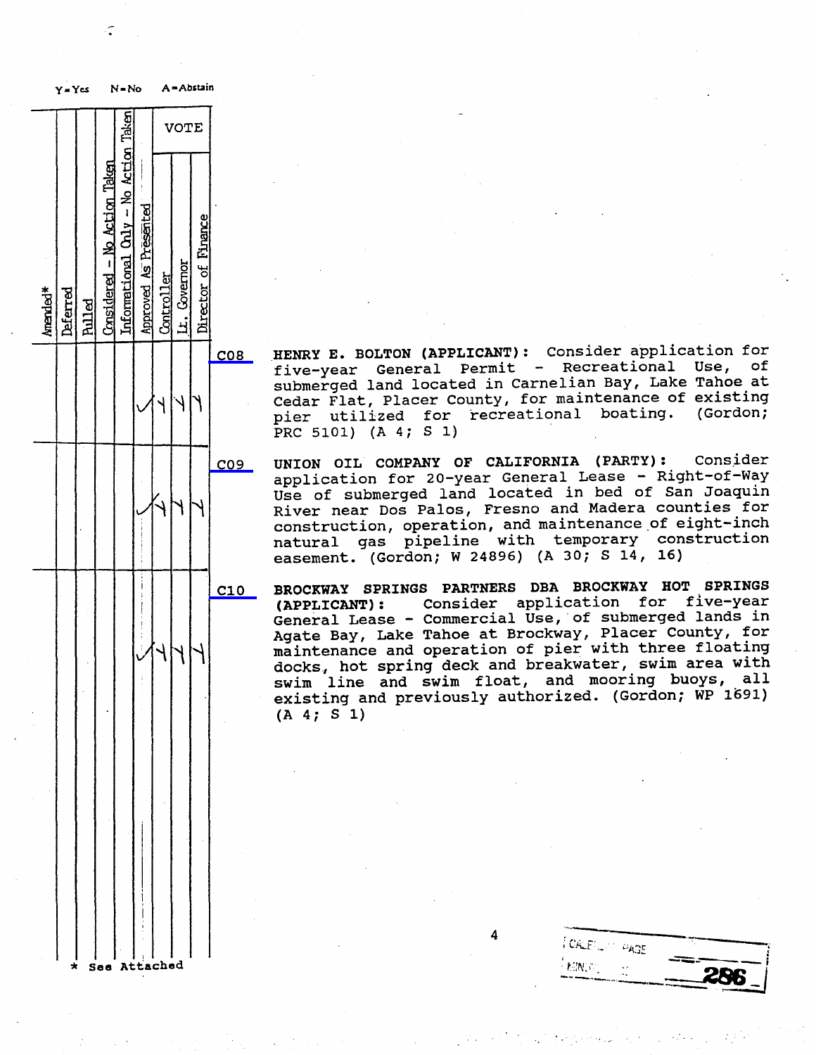Y=Yes N=No A=Abstain

| Amended* | Deferred | Pulled | Considered - No Action Taken | Informational Only - No Action Taken | Approved As Presented | VOTE | | | Item | Description |
|---|---|---|---|---|---|---|---|---|---|---|
| | | | | | | Controller | Lt. Governor | Director of Finance | | |
| | | | | | ✓ | Y | Y | Y | C08 | **HENRY E. BOLTON (APPLICANT):** Consider application for five-year General Permit - Recreational Use, of submerged land located in Carnelian Bay, Lake Tahoe at Cedar Flat, Placer County, for maintenance of existing pier utilized for recreational boating. (Gordon; PRC 5101) (A 4; S 1) |
| | | | | | ✓ | Y | Y | Y | C09 | **UNION OIL COMPANY OF CALIFORNIA (PARTY):** Consider application for 20-year General Lease - Right-of-Way Use of submerged land located in bed of San Joaquin River near Dos Palos, Fresno and Madera counties for construction, operation, and maintenance of eight-inch natural gas pipeline with temporary construction easement. (Gordon; W 24896) (A 30; S 14, 16) |
| | | | | | ✓ | Y | Y | Y | C10 | **BROCKWAY SPRINGS PARTNERS DBA BROCKWAY HOT SPRINGS (APPLICANT):** Consider application for five-year General Lease - Commercial Use, of submerged lands in Agate Bay, Lake Tahoe at Brockway, Placer County, for maintenance and operation of pier with three floating docks, hot spring deck and breakwater, swim area with swim line and swim float, and mooring buoys, all existing and previously authorized. (Gordon; WP 1691) (A 4; S 1) |

\* See Attached

CALENDAR PAGE
MINUTE PAGE 286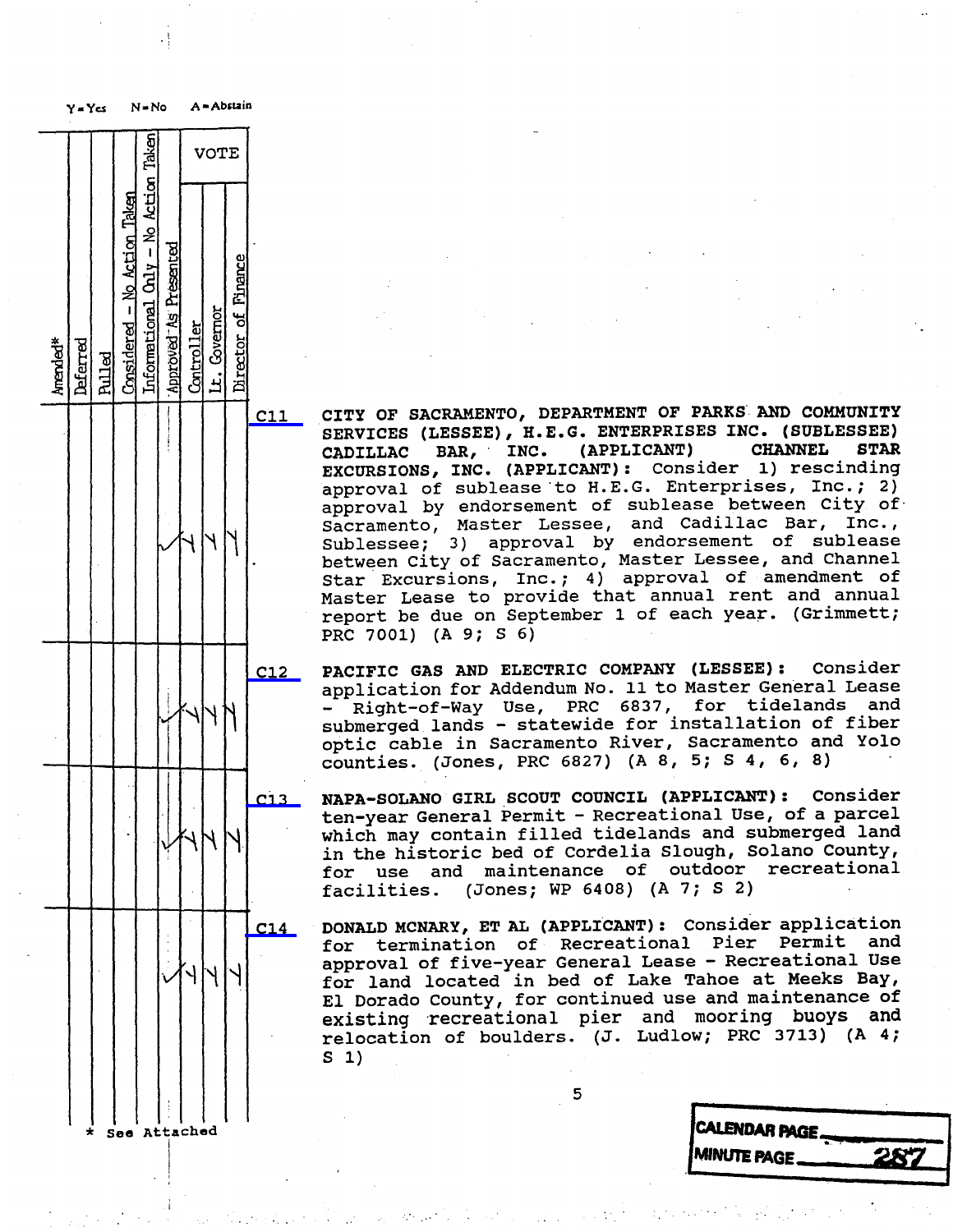Y = Yes N = No A = Abstain

| Amended* | Deferred | Pulled | Considered – No Action Taken | Informational Only – No Action Taken | Approved As Presented | Controller (VOTE) | Lt. Governor (VOTE) | Director of Finance (VOTE) | Item | Description |
|---|---|---|---|---|---|---|---|---|---|---|
| | | | | | ✓ | Y | Y | Y | C11 | **CITY OF SACRAMENTO, DEPARTMENT OF PARKS AND COMMUNITY SERVICES (LESSEE), H.E.G. ENTERPRISES INC. (SUBLESSEE) CADILLAC BAR, INC. (APPLICANT) CHANNEL STAR EXCURSIONS, INC. (APPLICANT):** Consider 1) rescinding approval of sublease to H.E.G. Enterprises, Inc.; 2) approval by endorsement of sublease between City of Sacramento, Master Lessee, and Cadillac Bar, Inc., Sublessee; 3) approval by endorsement of sublease between City of Sacramento, Master Lessee, and Channel Star Excursions, Inc.; 4) approval of amendment of Master Lease to provide that annual rent and annual report be due on September 1 of each year. (Grimmett; PRC 7001) (A 9; S 6) |
| | | | | | ✓ | Y | Y | Y | C12 | **PACIFIC GAS AND ELECTRIC COMPANY (LESSEE):** Consider application for Addendum No. 11 to Master General Lease - Right-of-Way Use, PRC 6837, for tidelands and submerged lands - statewide for installation of fiber optic cable in Sacramento River, Sacramento and Yolo counties. (Jones, PRC 6827) (A 8, 5; S 4, 6, 8) |
| | | | | | ✓ | Y | Y | Y | C13 | **NAPA-SOLANO GIRL SCOUT COUNCIL (APPLICANT):** Consider ten-year General Permit - Recreational Use, of a parcel which may contain filled tidelands and submerged land in the historic bed of Cordelia Slough, Solano County, for use and maintenance of outdoor recreational facilities. (Jones; WP 6408) (A 7; S 2) |
| | | | | | ✓ | Y | Y | Y | C14 | **DONALD MCNARY, ET AL (APPLICANT):** Consider application for termination of Recreational Pier Permit and approval of five-year General Lease - Recreational Use for land located in bed of Lake Tahoe at Meeks Bay, El Dorado County, for continued use and maintenance of existing recreational pier and mooring buoys and relocation of boulders. (J. Ludlow; PRC 3713) (A 4; S 1) |

\* See Attached

CALENDAR PAGE

MINUTE PAGE 287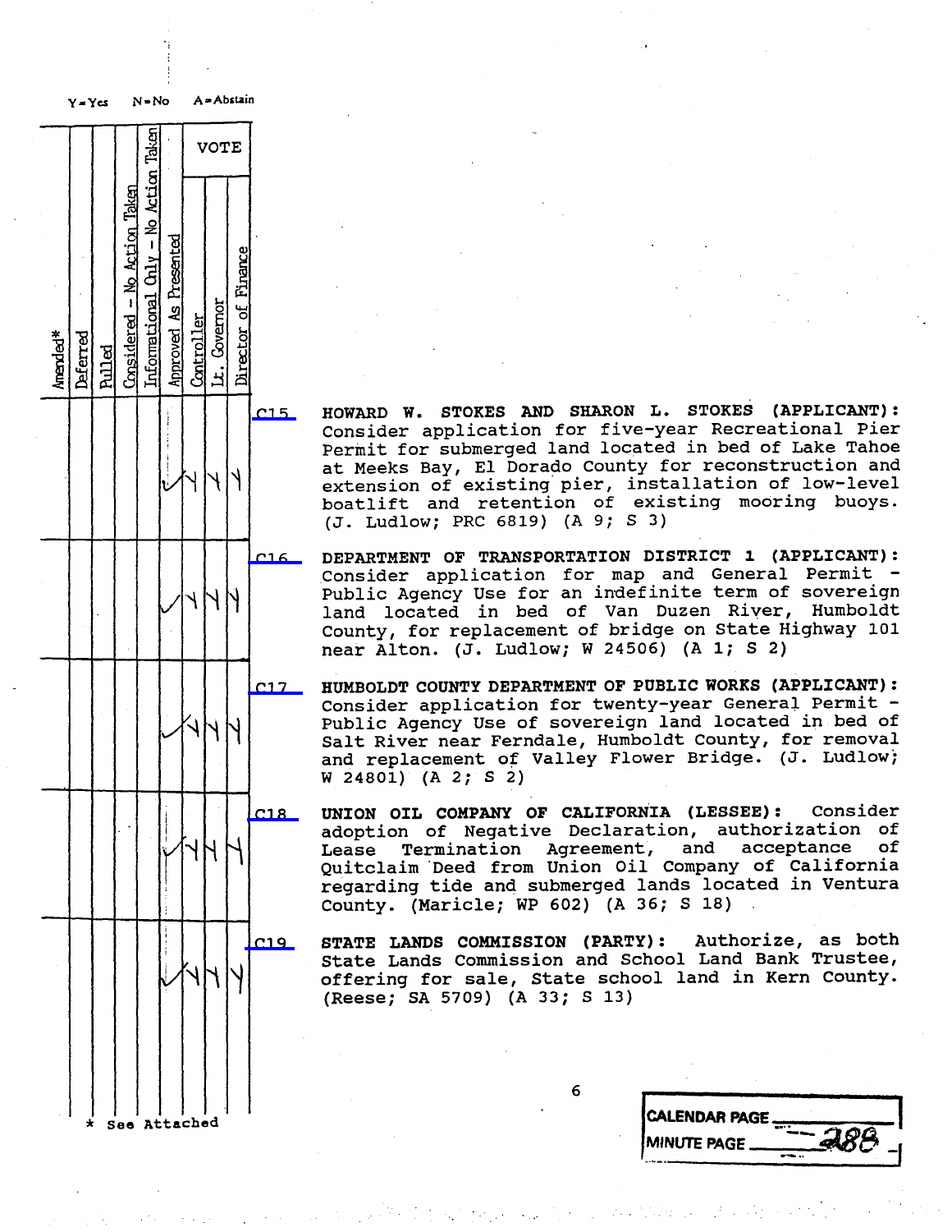Y=Yes N=No A=Abstain

| Amended* | Deferred | Pulled | Considered - No Action Taken | Informational Only - No Action Taken | Approved As Presented | Controller | Lt. Governor | Director of Finance | Item | Description |
|---|---|---|---|---|---|---|---|---|---|---|
| | | | | | ✓ | Y | Y | Y | C15 | **HOWARD W. STOKES AND SHARON L. STOKES (APPLICANT):** Consider application for five-year Recreational Pier Permit for submerged land located in bed of Lake Tahoe at Meeks Bay, El Dorado County for reconstruction and extension of existing pier, installation of low-level boatlift and retention of existing mooring buoys. (J. Ludlow; PRC 6819) (A 9; S 3) |
| | | | | | ✓ | Y | Y | Y | C16 | **DEPARTMENT OF TRANSPORTATION DISTRICT 1 (APPLICANT):** Consider application for map and General Permit - Public Agency Use for an indefinite term of sovereign land located in bed of Van Duzen River, Humboldt County, for replacement of bridge on State Highway 101 near Alton. (J. Ludlow; W 24506) (A 1; S 2) |
| | | | | | ✓ | Y | Y | Y | C17 | **HUMBOLDT COUNTY DEPARTMENT OF PUBLIC WORKS (APPLICANT):** Consider application for twenty-year General Permit - Public Agency Use of sovereign land located in bed of Salt River near Ferndale, Humboldt County, for removal and replacement of Valley Flower Bridge. (J. Ludlow; W 24801) (A 2; S 2) |
| | | | | | ✓ | Y | Y | Y | C18 | **UNION OIL COMPANY OF CALIFORNIA (LESSEE):** Consider adoption of Negative Declaration, authorization of Lease Termination Agreement, and acceptance of Quitclaim Deed from Union Oil Company of California regarding tide and submerged lands located in Ventura County. (Maricle; WP 602) (A 36; S 18) |
| | | | | | ✓ | Y | Y | Y | C19 | **STATE LANDS COMMISSION (PARTY):** Authorize, as both State Lands Commission and School Land Bank Trustee, offering for sale, State school land in Kern County. (Reese; SA 5709) (A 33; S 13) |

\* See Attached

CALENDAR PAGE ______
MINUTE PAGE 288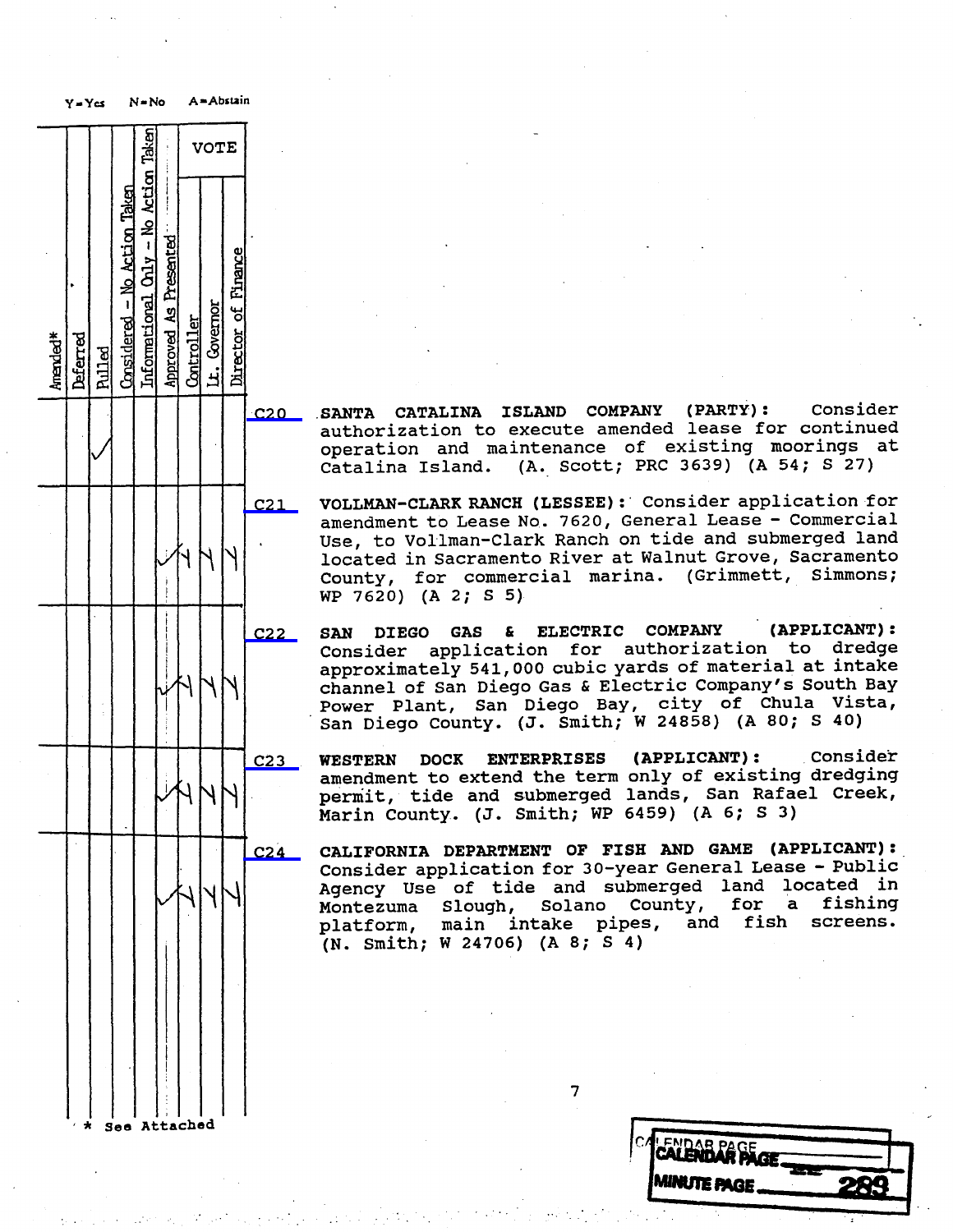Y=Yes N=No A=Abstain

| Amended* | Deferred | Pulled | Considered – No Action Taken | Informational Only – No Action Taken | Approved As Presented | VOTE: Controller | VOTE: Lt. Governor | VOTE: Director of Finance | Item | Description |
|---|---|---|---|---|---|---|---|---|---|---|
| | | ✓ | | | | | | | C20 | SANTA CATALINA ISLAND COMPANY (PARTY): Consider authorization to execute amended lease for continued operation and maintenance of existing moorings at Catalina Island. (A. Scott; PRC 3639) (A 54; S 27) |
| | | | | | ✓ | Y | Y | Y | C21 | VOLLMAN-CLARK RANCH (LESSEE): Consider application for amendment to Lease No. 7620, General Lease - Commercial Use, to Vollman-Clark Ranch on tide and submerged land located in Sacramento River at Walnut Grove, Sacramento County, for commercial marina. (Grimmett, Simmons; WP 7620) (A 2; S 5) |
| | | | | | ✓ | Y | Y | Y | C22 | SAN DIEGO GAS & ELECTRIC COMPANY (APPLICANT): Consider application for authorization to dredge approximately 541,000 cubic yards of material at intake channel of San Diego Gas & Electric Company's South Bay Power Plant, San Diego Bay, city of Chula Vista, San Diego County. (J. Smith; W 24858) (A 80; S 40) |
| | | | | | ✓ | Y | Y | Y | C23 | WESTERN DOCK ENTERPRISES (APPLICANT): Consider amendment to extend the term only of existing dredging permit, tide and submerged lands, San Rafael Creek, Marin County. (J. Smith; WP 6459) (A 6; S 3) |
| | | | | | ✓ | Y | Y | Y | C24 | CALIFORNIA DEPARTMENT OF FISH AND GAME (APPLICANT): Consider application for 30-year General Lease - Public Agency Use of tide and submerged land located in Montezuma Slough, Solano County, for a fishing platform, main intake pipes, and fish screens. (N. Smith; W 24706) (A 8; S 4) |

\* See Attached

CALENDAR PAGE
MINUTE PAGE 283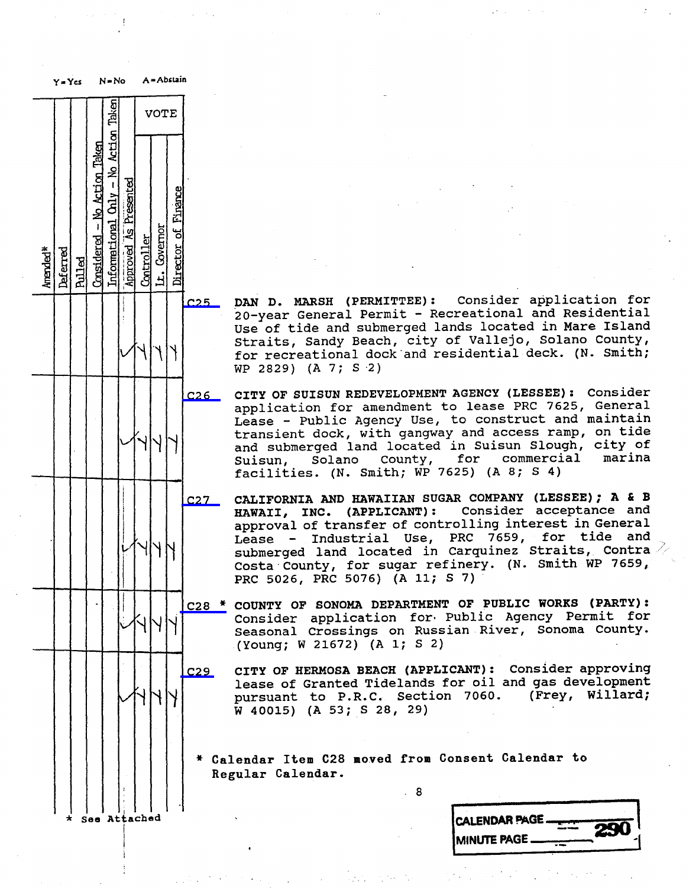Y = Yes N = No A = Abstain

| Amended* | Deferred | Pulled | Considered - No Action Taken | Informational Only - No Action Taken | Approved As Presented | VOTE | | | Item |
|---|---|---|---|---|---|---|---|---|---|
| | | | | | | Controller | Lt. Governor | Director of Finance | |
| | | | | | ✓ | Y | Y | Y | C25 **DAN D. MARSH (PERMITTEE):** Consider application for 20-year General Permit - Recreational and Residential Use of tide and submerged lands located in Mare Island Straits, Sandy Beach, city of Vallejo, Solano County, for recreational dock and residential deck. (N. Smith; WP 2829) (A 7; S 2) |
| | | | | | ✓ | Y | Y | Y | C26 **CITY OF SUISUN REDEVELOPMENT AGENCY (LESSEE):** Consider application for amendment to lease PRC 7625, General Lease - Public Agency Use, to construct and maintain transient dock, with gangway and access ramp, on tide and submerged land located in Suisun Slough, city of Suisun, Solano County, for commercial marina facilities. (N. Smith; WP 7625) (A 8; S 4) |
| | | | | | ✓ | Y | Y | Y | C27 **CALIFORNIA AND HAWAIIAN SUGAR COMPANY (LESSEE); A & B HAWAII, INC. (APPLICANT):** Consider acceptance and approval of transfer of controlling interest in General Lease - Industrial Use, PRC 7659, for tide and submerged land located in Carquinez Straits, Contra Costa County, for sugar refinery. (N. Smith WP 7659, PRC 5026, PRC 5076) (A 11; S 7) |
| | | | | | ✓ | Y | Y | Y | C28 * **COUNTY OF SONOMA DEPARTMENT OF PUBLIC WORKS (PARTY):** Consider application for Public Agency Permit for Seasonal Crossings on Russian River, Sonoma County. (Young; W 21672) (A 1; S 2) |
| | | | | | ✓ | Y | Y | Y | C29 **CITY OF HERMOSA BEACH (APPLICANT):** Consider approving lease of Granted Tidelands for oil and gas development pursuant to P.R.C. Section 7060. (Frey, Willard; W 40015) (A 53; S 28, 29) |

\* Calendar Item C28 moved from Consent Calendar to Regular Calendar.

\* See Attached

CALENDAR PAGE 290
MINUTE PAGE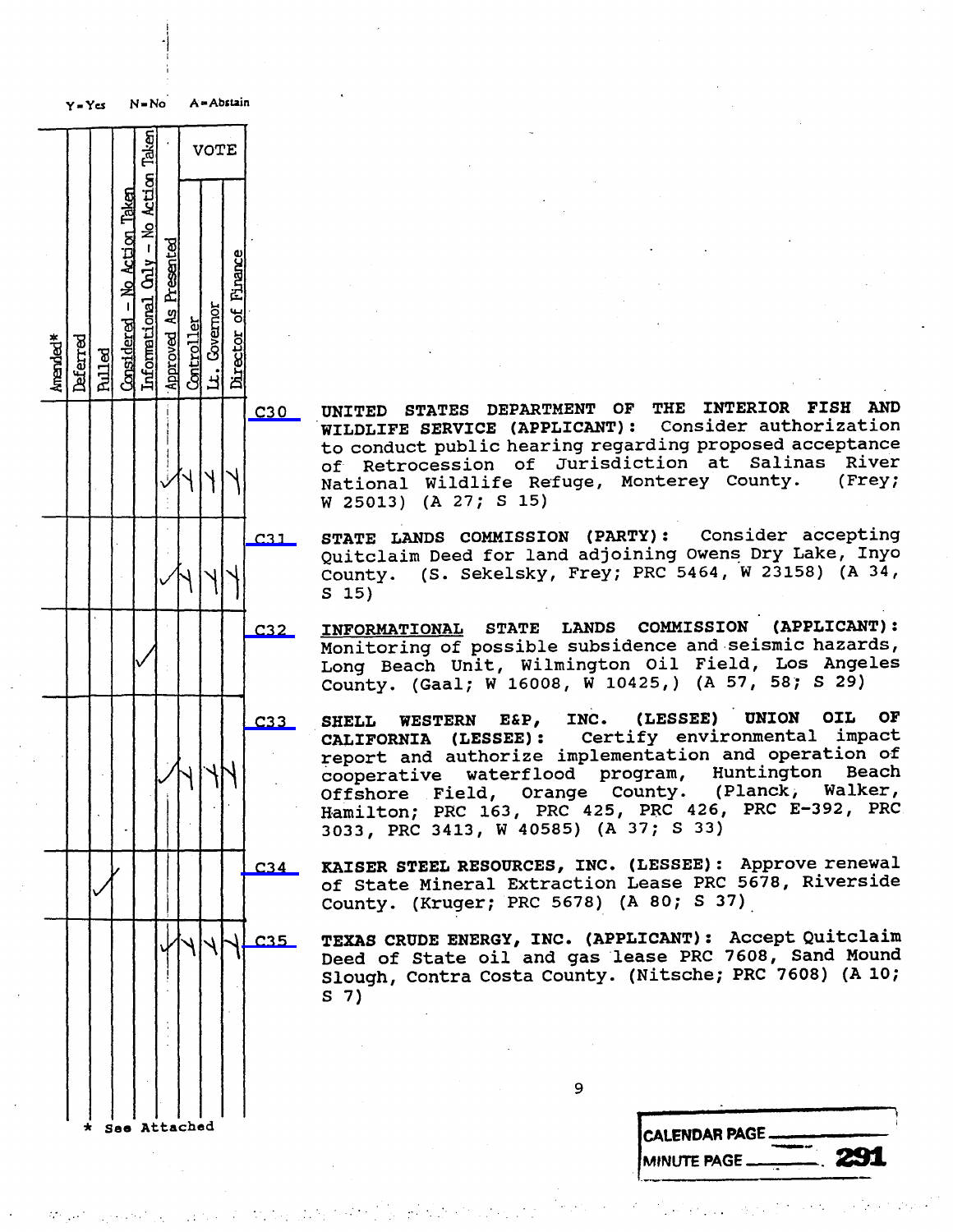Y=Yes N=No A=Abstain

| Amended* | Deferred | Pulled | Considered – No Action Taken | Informational Only – No Action Taken | Approved As Presented | VOTE: Controller | VOTE: Lt. Governor | VOTE: Director of Finance | Item | Description |
|---|---|---|---|---|---|---|---|---|---|---|
| | | | | | ✓ | Y | Y | Y | C30 | **UNITED STATES DEPARTMENT OF THE INTERIOR FISH AND WILDLIFE SERVICE (APPLICANT):** Consider authorization to conduct public hearing regarding proposed acceptance of Retrocession of Jurisdiction at Salinas River National Wildlife Refuge, Monterey County. (Frey; W 25013) (A 27; S 15) |
| | | | | | ✓ | Y | Y | Y | C31 | **STATE LANDS COMMISSION (PARTY):** Consider accepting Quitclaim Deed for land adjoining Owens Dry Lake, Inyo County. (S. Sekelsky, Frey; PRC 5464, W 23158) (A 34, S 15) |
| | | | | ✓ | | | | | C32 | **INFORMATIONAL STATE LANDS COMMISSION (APPLICANT):** Monitoring of possible subsidence and seismic hazards, Long Beach Unit, Wilmington Oil Field, Los Angeles County. (Gaal; W 16008, W 10425,) (A 57, 58; S 29) |
| | | | | | ✓ | Y | Y | Y | C33 | **SHELL WESTERN E&P, INC. (LESSEE) UNION OIL OF CALIFORNIA (LESSEE):** Certify environmental impact report and authorize implementation and operation of cooperative waterflood program, Huntington Beach Offshore Field, Orange County. (Planck, Walker, Hamilton; PRC 163, PRC 425, PRC 426, PRC E-392, PRC 3033, PRC 3413, W 40585) (A 37; S 33) |
| | | ✓ | | | | | | | C34 | **KAISER STEEL RESOURCES, INC. (LESSEE):** Approve renewal of State Mineral Extraction Lease PRC 5678, Riverside County. (Kruger; PRC 5678) (A 80; S 37) |
| | | | | | ✓ | Y | Y | Y | C35 | **TEXAS CRUDE ENERGY, INC. (APPLICANT):** Accept Quitclaim Deed of State oil and gas lease PRC 7608, Sand Mound Slough, Contra Costa County. (Nitsche; PRC 7608) (A 10; S 7) |

\* See Attached

CALENDAR PAGE ____

MINUTE PAGE 291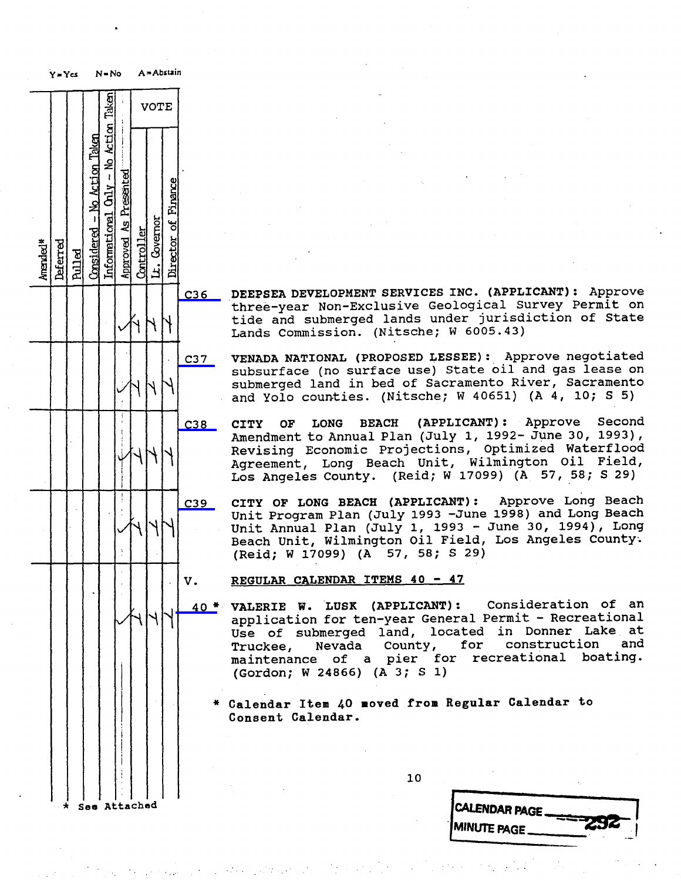Y = Yes N = No A = Abstain

| Amended* | Deferred | Pulled | Considered - No Action Taken | Informational Only - No Action Taken | Approved As Presented | VOTE | | | Item | Description |
|---|---|---|---|---|---|---|---|---|---|---|
| | | | | | | Controller | Lt. Governor | Director of Finance | | |
| | | | | | ✓ | Y | Y | Y | C36 | **DEEPSEA DEVELOPMENT SERVICES INC. (APPLICANT):** Approve three-year Non-Exclusive Geological Survey Permit on tide and submerged lands under jurisdiction of State Lands Commission. (Nitsche; W 6005.43) |
| | | | | | ✓ | Y | Y | Y | C37 | **VENADA NATIONAL (PROPOSED LESSEE):** Approve negotiated subsurface (no surface use) State oil and gas lease on submerged land in bed of Sacramento River, Sacramento and Yolo counties. (Nitsche; W 40651) (A 4, 10; S 5) |
| | | | | | ✓ | Y | Y | Y | C38 | **CITY OF LONG BEACH (APPLICANT):** Approve Second Amendment to Annual Plan (July 1, 1992- June 30, 1993), Revising Economic Projections, Optimized Waterflood Agreement, Long Beach Unit, Wilmington Oil Field, Los Angeles County. (Reid; W 17099) (A 57, 58; S 29) |
| | | | | | ✓ | Y | Y | Y | C39 | **CITY OF LONG BEACH (APPLICANT):** Approve Long Beach Unit Program Plan (July 1993 -June 1998) and Long Beach Unit Annual Plan (July 1, 1993 - June 30, 1994), Long Beach Unit, Wilmington Oil Field, Los Angeles County. (Reid; W 17099) (A 57, 58; S 29) |
| | | | | | | | | | V. | **REGULAR CALENDAR ITEMS 40 - 47** |
| | | | | | ✓ | Y | Y | Y | 40 * | **VALERIE W. LUSK (APPLICANT):** Consideration of an application for ten-year General Permit - Recreational Use of submerged land, located in Donner Lake at Truckee, Nevada County, for construction and maintenance of a pier for recreational boating. (Gordon; W 24866) (A 3; S 1) |

**\* Calendar Item 40 moved from Regular Calendar to Consent Calendar.**

\* See Attached

CALENDAR PAGE 292

MINUTE PAGE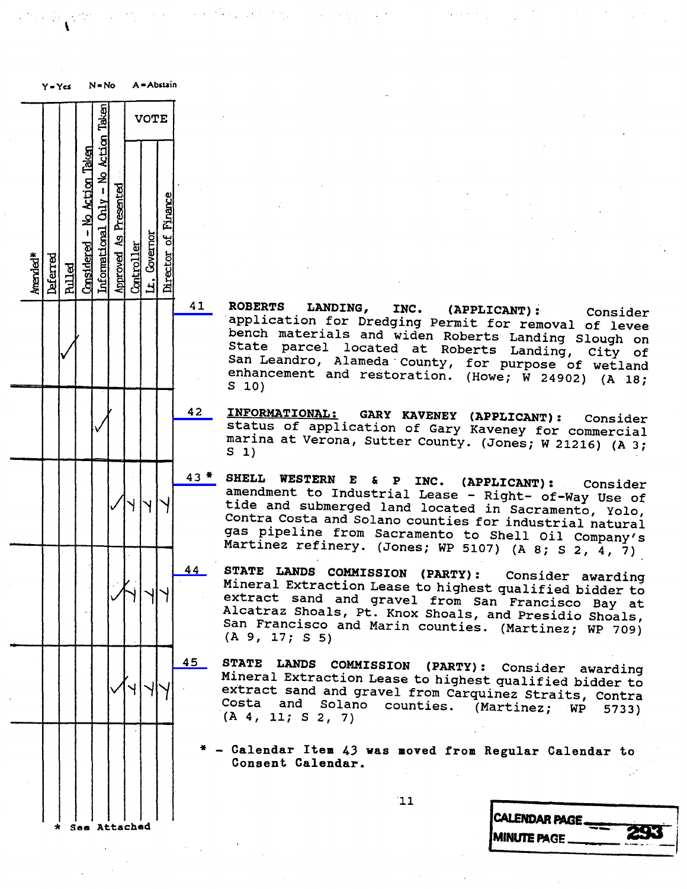Y = Yes N = No A = Abstain

| Amended* | Deferred | Pulled | Considered - No Action Taken | Informational Only - No Action Taken | Approved As Presented | VOTE: Controller | VOTE: Lt. Governor | VOTE: Director of Finance | Item |
|---|---|---|---|---|---|---|---|---|---|
| | | ✓ | | | | | | | **41** **ROBERTS LANDING, INC. (APPLICANT):** Consider application for Dredging Permit for removal of levee bench materials and widen Roberts Landing Slough on State parcel located at Roberts Landing, City of San Leandro, Alameda County, for purpose of wetland enhancement and restoration. (Howe; W 24902) (A 18; S 10) |
| | | | | ✓ | | | | | **42** **INFORMATIONAL: GARY KAVENEY (APPLICANT):** Consider status of application of Gary Kaveney for commercial marina at Verona, Sutter County. (Jones; W 21216) (A 3; S 1) |
| | | | | | ✓ | Y | Y | Y | **43 \*** **SHELL WESTERN E & P INC. (APPLICANT):** Consider amendment to Industrial Lease - Right- of-Way Use of tide and submerged land located in Sacramento, Yolo, Contra Costa and Solano counties for industrial natural gas pipeline from Sacramento to Shell Oil Company's Martinez refinery. (Jones; WP 5107) (A 8; S 2, 4, 7) |
| | | | | | ✓ | Y | Y | Y | **44** **STATE LANDS COMMISSION (PARTY):** Consider awarding Mineral Extraction Lease to highest qualified bidder to extract sand and gravel from San Francisco Bay at Alcatraz Shoals, Pt. Knox Shoals, and Presidio Shoals, San Francisco and Marin counties. (Martinez; WP 709) (A 9, 17; S 5) |
| | | | | | ✓ | Y | Y | Y | **45** **STATE LANDS COMMISSION (PARTY):** Consider awarding Mineral Extraction Lease to highest qualified bidder to extract sand and gravel from Carquinez Straits, Contra Costa and Solano counties. (Martinez; WP 5733) (A 4, 11; S 2, 7) |

\* - Calendar Item 43 was moved from Regular Calendar to Consent Calendar.

\* See Attached

CALENDAR PAGE
MINUTE PAGE 293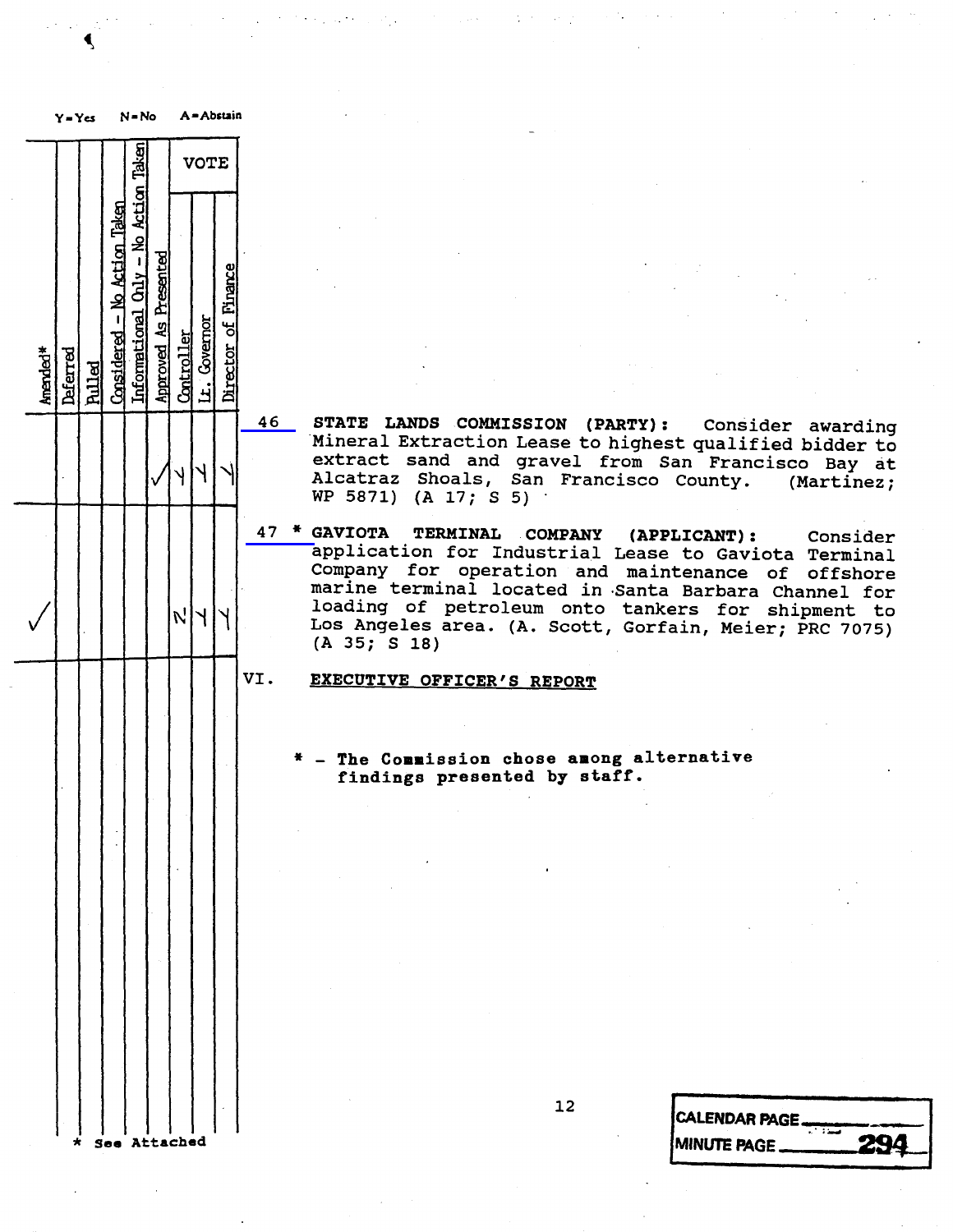Y = Yes N = No A = Abstain

| Amended* | Deferred | Pulled | Considered - No Action Taken | Informational Only - No Action Taken | Approved As Presented | VOTE: Controller | VOTE: Lt. Governor | VOTE: Director of Finance | Item |
|---|---|---|---|---|---|---|---|---|---|
| | | | | | ✓ | Y | Y | Y | 46 **STATE LANDS COMMISSION (PARTY):** Consider awarding Mineral Extraction Lease to highest qualified bidder to extract sand and gravel from San Francisco Bay at Alcatraz Shoals, San Francisco County. (Martinez; WP 5871) (A 17; S 5) |
| ✓ | | | | | | N | Y | Y | 47 * **GAVIOTA TERMINAL COMPANY (APPLICANT):** Consider application for Industrial Lease to Gaviota Terminal Company for operation and maintenance of offshore marine terminal located in Santa Barbara Channel for loading of petroleum onto tankers for shipment to Los Angeles area. (A. Scott, Gorfain, Meier; PRC 7075) (A 35; S 18) |
| | | | | | | | | | VI. **EXECUTIVE OFFICER'S REPORT** |

\* - The Commission chose among alternative findings presented by staff.

\* See Attached

CALENDAR PAGE ______

MINUTE PAGE 294